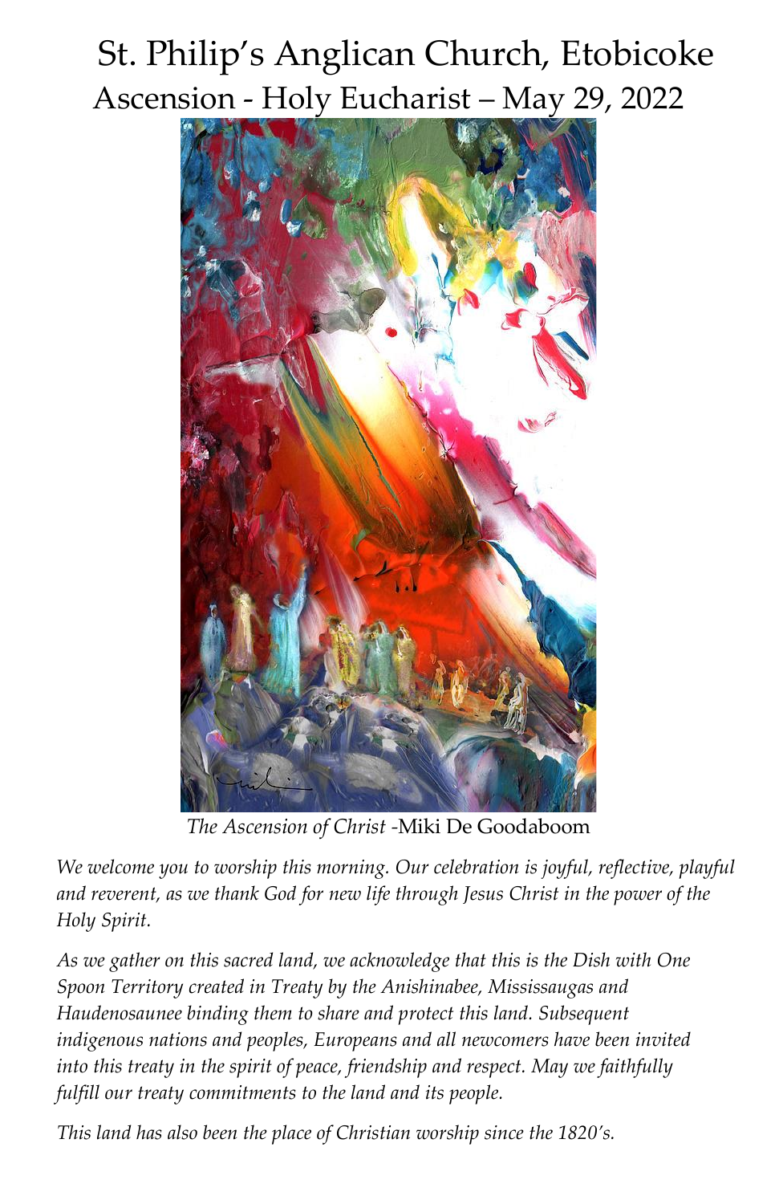# St. Philip's Anglican Church, Etobicoke

## Ascension - Holy Eucharist – May 29, 2022

*The Ascension of Christ* -Miki De Goodaboom

*We welcome you to worship this morning. Our celebration is joyful, reflective, playful and reverent, as we thank God for new life through Jesus Christ in the power of the Holy Spirit.*

*As we gather on this sacred land, we acknowledge that this is the Dish with One Spoon Territory created in Treaty by the Anishinabee, Mississaugas and Haudenosaunee binding them to share and protect this land. Subsequent indigenous nations and peoples, Europeans and all newcomers have been invited into this treaty in the spirit of peace, friendship and respect. May we faithfully fulfill our treaty commitments to the land and its people.*

*This land has also been the place of Christian worship since the 1820's.*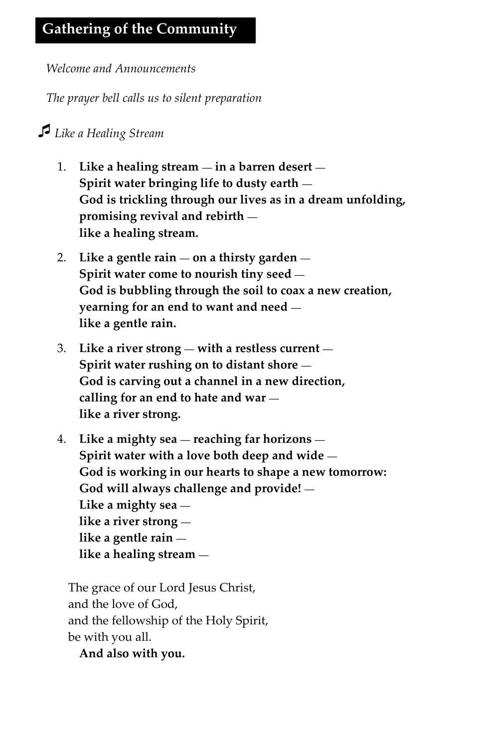## Gathering of the Community

*Welcome and Announcements*

*The prayer bell calls us to silent preparation*

♫ *Like a Healing Stream*

1. **Like a healing stream — in a barren desert —**
   **Spirit water bringing life to dusty earth —**
   **God is trickling through our lives as in a dream unfolding,**
   **promising revival and rebirth —**
   **like a healing stream.**

2. **Like a gentle rain — on a thirsty garden —**
   **Spirit water come to nourish tiny seed —**
   **God is bubbling through the soil to coax a new creation,**
   **yearning for an end to want and need —**
   **like a gentle rain.**

3. **Like a river strong — with a restless current —**
   **Spirit water rushing on to distant shore —**
   **God is carving out a channel in a new direction,**
   **calling for an end to hate and war —**
   **like a river strong.**

4. **Like a mighty sea — reaching far horizons —**
   **Spirit water with a love both deep and wide —**
   **God is working in our hearts to shape a new tomorrow:**
   **God will always challenge and provide! —**
   **Like a mighty sea —**
   **like a river strong —**
   **like a gentle rain —**
   **like a healing stream —**

The grace of our Lord Jesus Christ,
and the love of God,
and the fellowship of the Holy Spirit,
be with you all.
**And also with you.**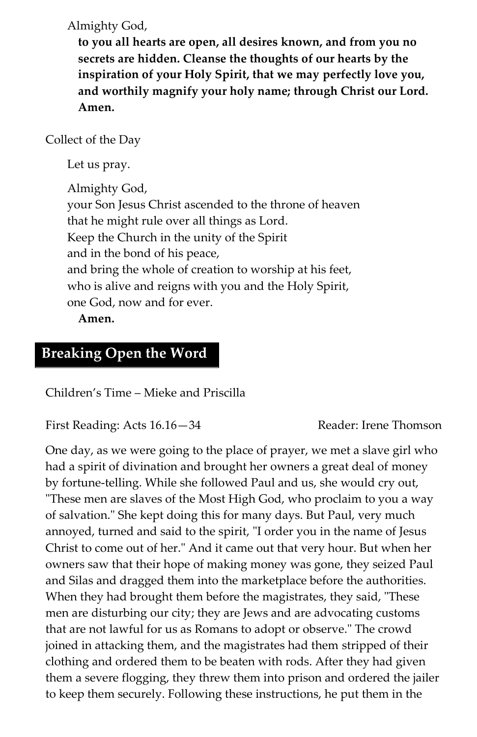Almighty God,

**to you all hearts are open, all desires known, and from you no secrets are hidden. Cleanse the thoughts of our hearts by the inspiration of your Holy Spirit, that we may perfectly love you, and worthily magnify your holy name; through Christ our Lord. Amen.**

Collect of the Day

Let us pray.

Almighty God,
your Son Jesus Christ ascended to the throne of heaven
that he might rule over all things as Lord.
Keep the Church in the unity of the Spirit
and in the bond of his peace,
and bring the whole of creation to worship at his feet,
who is alive and reigns with you and the Holy Spirit,
one God, now and for ever.
**Amen.**

## Breaking Open the Word

Children's Time – Mieke and Priscilla

First Reading: Acts 16.16—34 Reader: Irene Thomson

One day, as we were going to the place of prayer, we met a slave girl who had a spirit of divination and brought her owners a great deal of money by fortune-telling. While she followed Paul and us, she would cry out, "These men are slaves of the Most High God, who proclaim to you a way of salvation." She kept doing this for many days. But Paul, very much annoyed, turned and said to the spirit, "I order you in the name of Jesus Christ to come out of her." And it came out that very hour. But when her owners saw that their hope of making money was gone, they seized Paul and Silas and dragged them into the marketplace before the authorities. When they had brought them before the magistrates, they said, "These men are disturbing our city; they are Jews and are advocating customs that are not lawful for us as Romans to adopt or observe." The crowd joined in attacking them, and the magistrates had them stripped of their clothing and ordered them to be beaten with rods. After they had given them a severe flogging, they threw them into prison and ordered the jailer to keep them securely. Following these instructions, he put them in the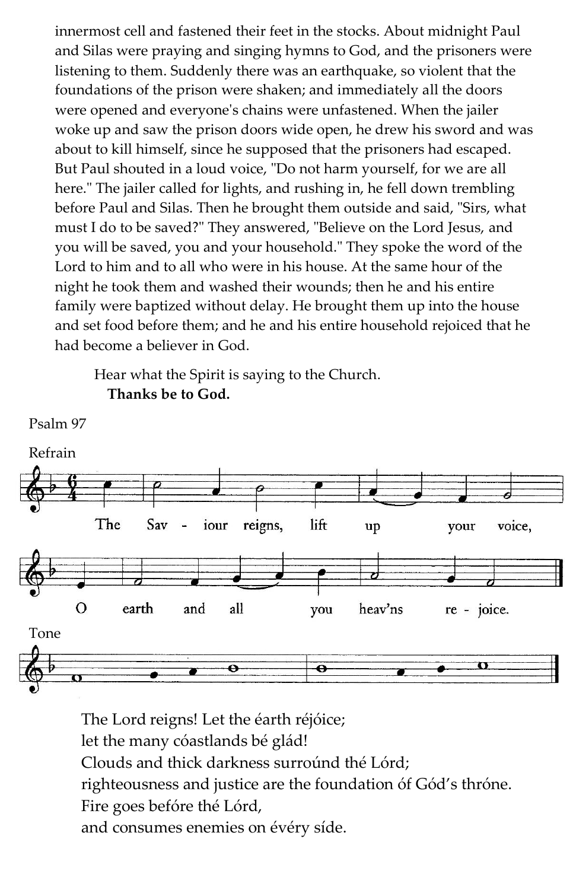innermost cell and fastened their feet in the stocks. About midnight Paul and Silas were praying and singing hymns to God, and the prisoners were listening to them. Suddenly there was an earthquake, so violent that the foundations of the prison were shaken; and immediately all the doors were opened and everyone's chains were unfastened. When the jailer woke up and saw the prison doors wide open, he drew his sword and was about to kill himself, since he supposed that the prisoners had escaped. But Paul shouted in a loud voice, "Do not harm yourself, for we are all here." The jailer called for lights, and rushing in, he fell down trembling before Paul and Silas. Then he brought them outside and said, "Sirs, what must I do to be saved?" They answered, "Believe on the Lord Jesus, and you will be saved, you and your household." They spoke the word of the Lord to him and to all who were in his house. At the same hour of the night he took them and washed their wounds; then he and his entire family were baptized without delay. He brought them up into the house and set food before them; and he and his entire household rejoiced that he had become a believer in God.

Hear what the Spirit is saying to the Church.
**Thanks be to God.**

Psalm 97

Refrain

The Sav - iour reigns, lift up your voice,
O earth and all you heav'ns re - joice.

Tone

The Lord reigns! Let the éarth réjóice;
let the many cóastlands bé glád!
Clouds and thick darkness surroúnd thé Lórd;
righteousness and justice are the foundation óf Gód's thróne.
Fire goes befóre thé Lórd,
and consumes enemies on évéry síde.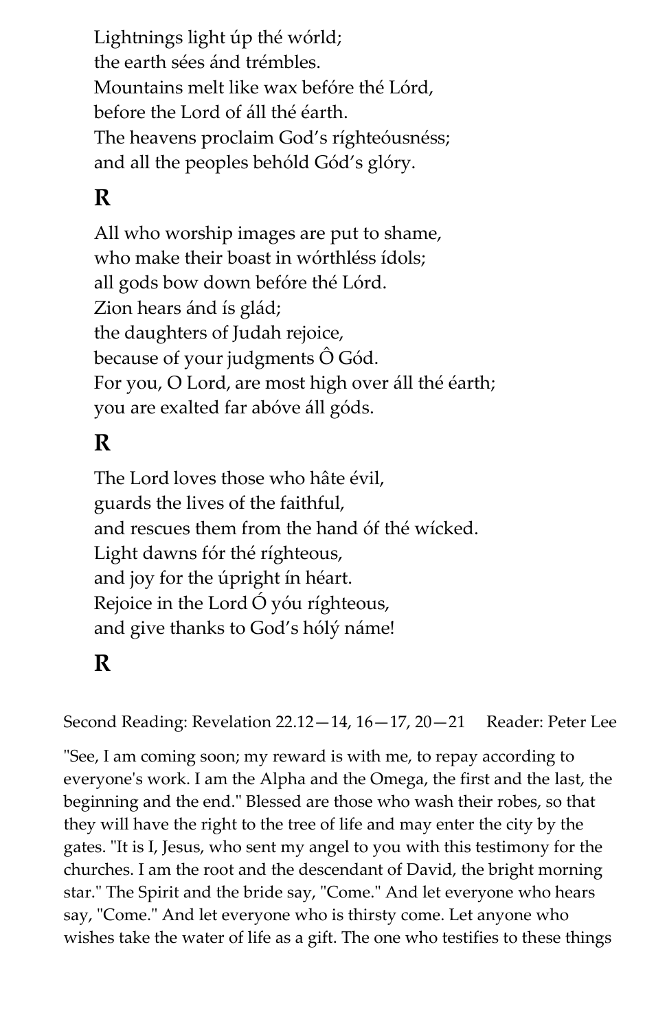Lightnings light úp thé wórld;
the earth sées ánd trémbles.
Mountains melt like wax befóre thé Lórd,
before the Lord of áll thé éarth.
The heavens proclaim God's ríghteóusnéss;
and all the peoples behóld Gód's glóry.

**R**

All who worship images are put to shame,
who make their boast in wórthléss ídols;
all gods bow down befóre thé Lórd.
Zion hears ánd ís glád;
the daughters of Judah rejoice,
because of your judgments Ô Gód.
For you, O Lord, are most high over áll thé éarth;
you are exalted far abóve áll góds.

**R**

The Lord loves those who hâte évil,
guards the lives of the faithful,
and rescues them from the hand óf thé wícked.
Light dawns fór thé ríghteous,
and joy for the úpright ín héart.
Rejoice in the Lord Ó yóu ríghteous,
and give thanks to God's hólý náme!

**R**

Second Reading: Revelation 22.12—14, 16—17, 20—21 Reader: Peter Lee

"See, I am coming soon; my reward is with me, to repay according to everyone's work. I am the Alpha and the Omega, the first and the last, the beginning and the end." Blessed are those who wash their robes, so that they will have the right to the tree of life and may enter the city by the gates. "It is I, Jesus, who sent my angel to you with this testimony for the churches. I am the root and the descendant of David, the bright morning star." The Spirit and the bride say, "Come." And let everyone who hears say, "Come." And let everyone who is thirsty come. Let anyone who wishes take the water of life as a gift. The one who testifies to these things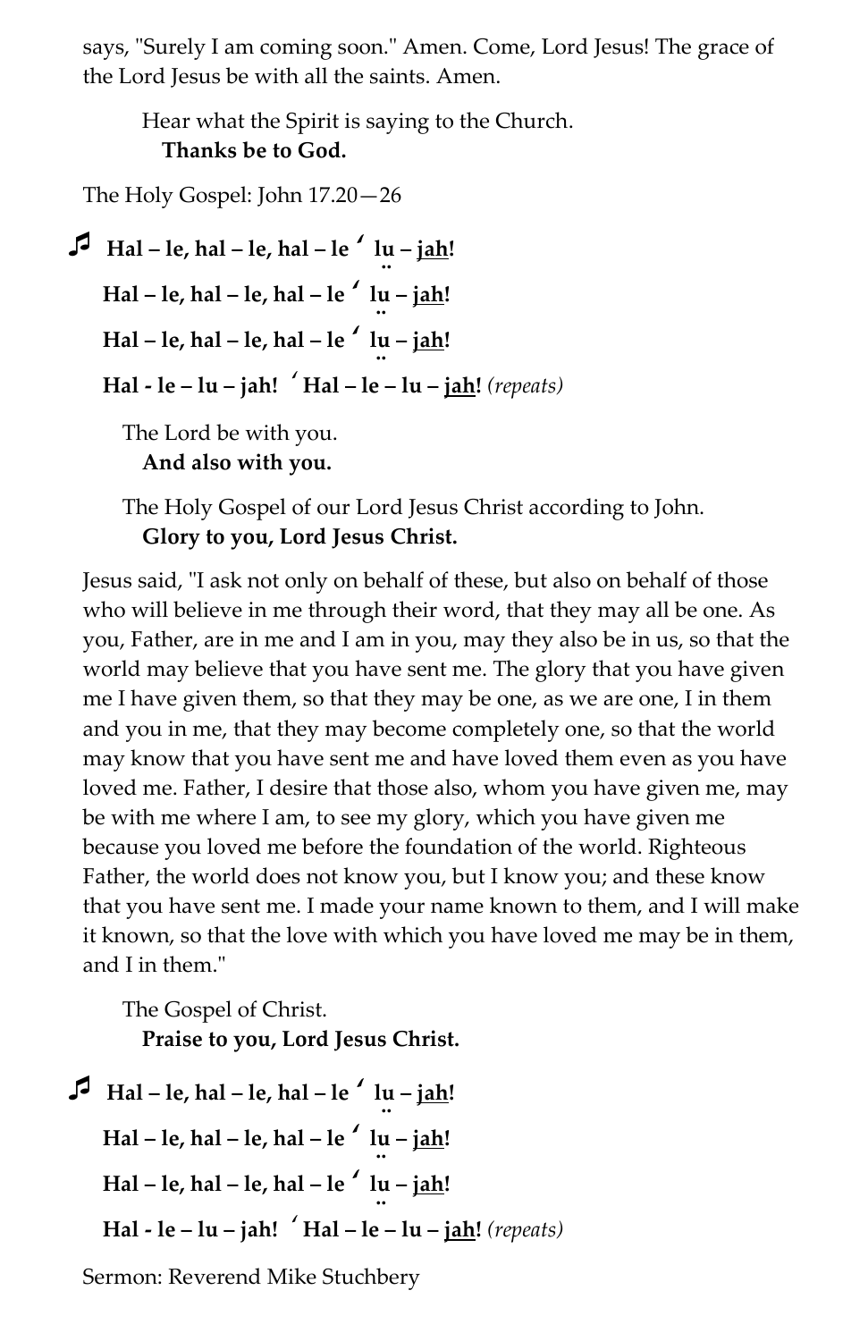says, "Surely I am coming soon." Amen. Come, Lord Jesus! The grace of the Lord Jesus be with all the saints. Amen.

Hear what the Spirit is saying to the Church.
**Thanks be to God.**

The Holy Gospel: John 17.20—26

♫ **Hal – le, hal – le, hal – le ʹ lṳ – jah!**
**Hal – le, hal – le, hal – le ʹ lṳ – jah!**
**Hal – le, hal – le, hal – le ʹ lṳ – jah!**
**Hal - le – lu – jah! ʹ Hal – le – lu – jah!** *(repeats)*

The Lord be with you.
**And also with you.**

The Holy Gospel of our Lord Jesus Christ according to John.
**Glory to you, Lord Jesus Christ.**

Jesus said, "I ask not only on behalf of these, but also on behalf of those who will believe in me through their word, that they may all be one. As you, Father, are in me and I am in you, may they also be in us, so that the world may believe that you have sent me. The glory that you have given me I have given them, so that they may be one, as we are one, I in them and you in me, that they may become completely one, so that the world may know that you have sent me and have loved them even as you have loved me. Father, I desire that those also, whom you have given me, may be with me where I am, to see my glory, which you have given me because you loved me before the foundation of the world. Righteous Father, the world does not know you, but I know you; and these know that you have sent me. I made your name known to them, and I will make it known, so that the love with which you have loved me may be in them, and I in them."

The Gospel of Christ.
**Praise to you, Lord Jesus Christ.**

♫ **Hal – le, hal – le, hal – le ʹ lṳ – jah!**
**Hal – le, hal – le, hal – le ʹ lṳ – jah!**
**Hal – le, hal – le, hal – le ʹ lṳ – jah!**
**Hal - le – lu – jah! ʹ Hal – le – lu – jah!** *(repeats)*

Sermon: Reverend Mike Stuchbery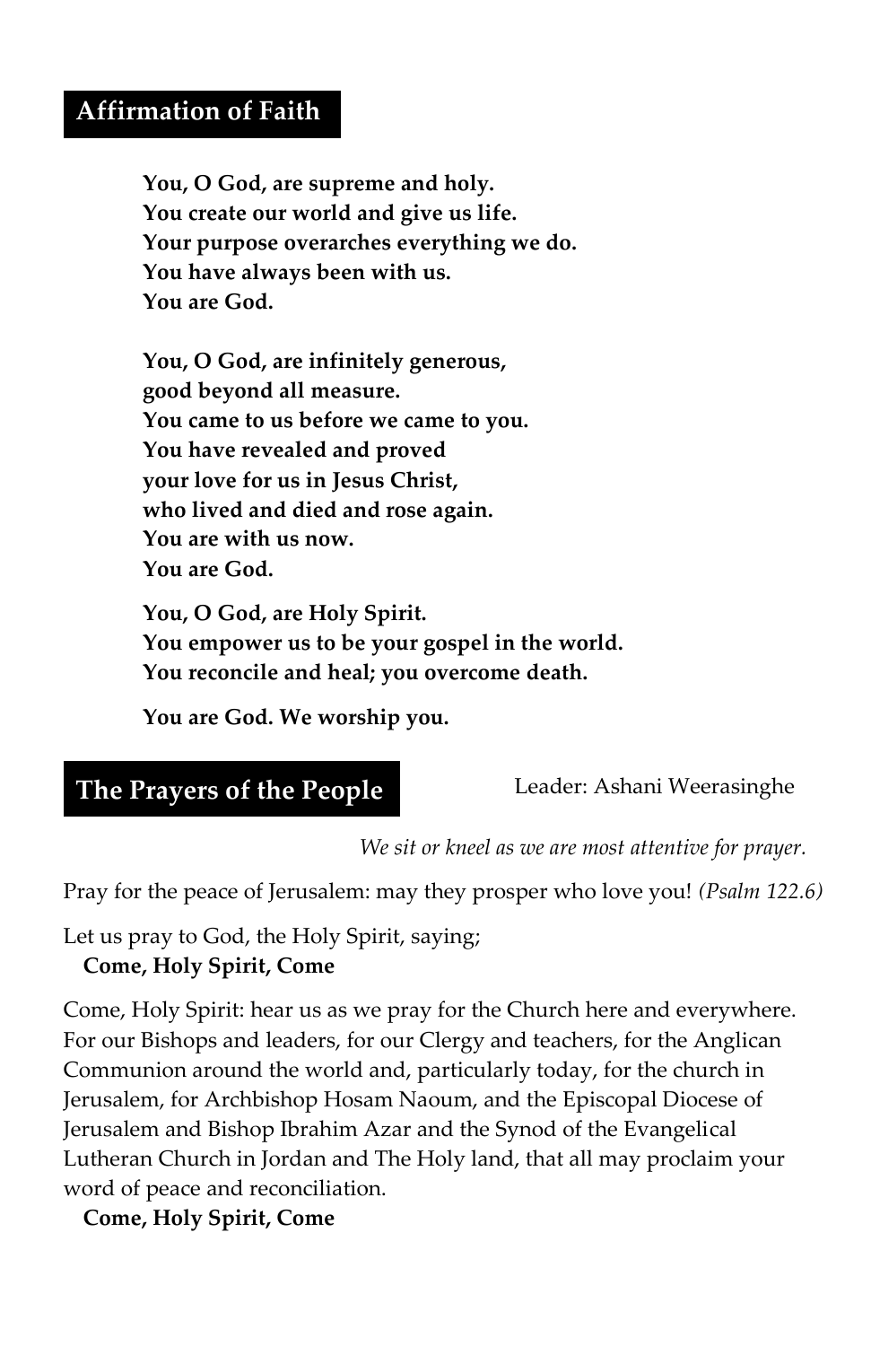## Affirmation of Faith

**You, O God, are supreme and holy.**
**You create our world and give us life.**
**Your purpose overarches everything we do.**
**You have always been with us.**
**You are God.**

**You, O God, are infinitely generous,**
**good beyond all measure.**
**You came to us before we came to you.**
**You have revealed and proved**
**your love for us in Jesus Christ,**
**who lived and died and rose again.**
**You are with us now.**
**You are God.**

**You, O God, are Holy Spirit.**
**You empower us to be your gospel in the world.**
**You reconcile and heal; you overcome death.**

**You are God. We worship you.**

## The Prayers of the People

Leader: Ashani Weerasinghe

*We sit or kneel as we are most attentive for prayer.*

Pray for the peace of Jerusalem: may they prosper who love you! *(Psalm 122.6)*

Let us pray to God, the Holy Spirit, saying;
**Come, Holy Spirit, Come**

Come, Holy Spirit: hear us as we pray for the Church here and everywhere. For our Bishops and leaders, for our Clergy and teachers, for the Anglican Communion around the world and, particularly today, for the church in Jerusalem, for Archbishop Hosam Naoum, and the Episcopal Diocese of Jerusalem and Bishop Ibrahim Azar and the Synod of the Evangelical Lutheran Church in Jordan and The Holy land, that all may proclaim your word of peace and reconciliation.
**Come, Holy Spirit, Come**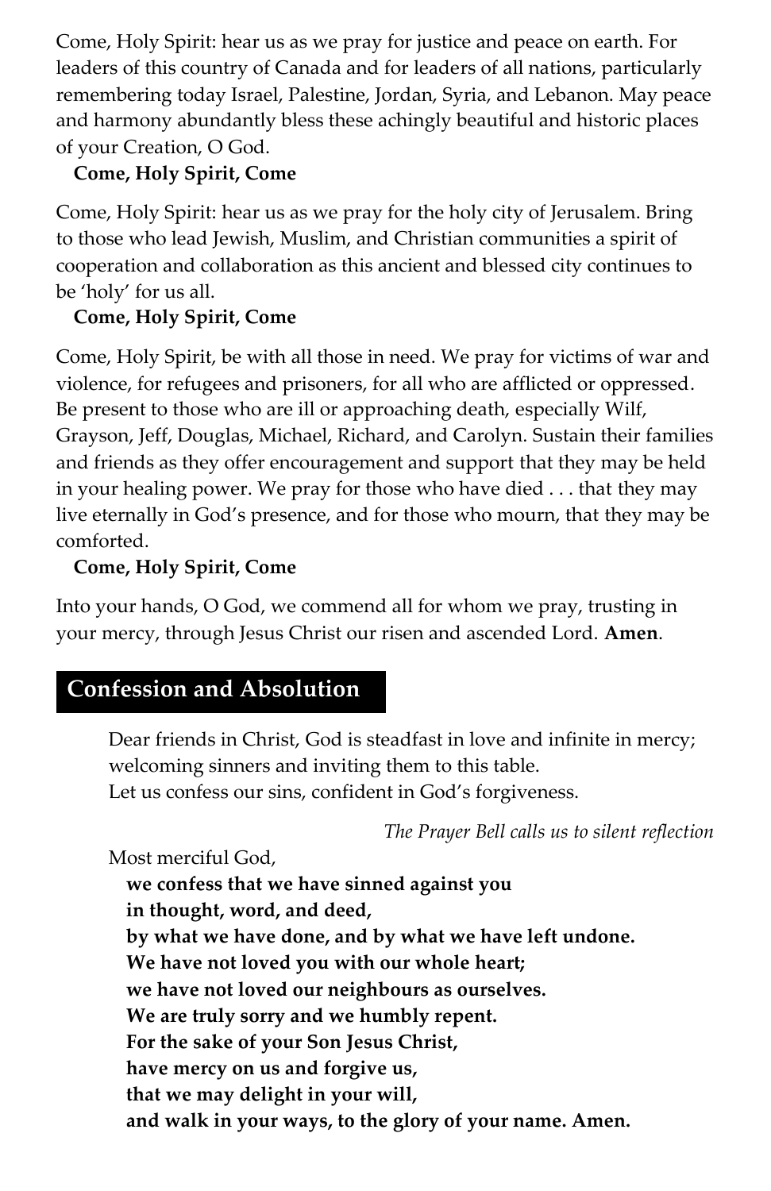Come, Holy Spirit: hear us as we pray for justice and peace on earth. For leaders of this country of Canada and for leaders of all nations, particularly remembering today Israel, Palestine, Jordan, Syria, and Lebanon. May peace and harmony abundantly bless these achingly beautiful and historic places of your Creation, O God.

**Come, Holy Spirit, Come**

Come, Holy Spirit: hear us as we pray for the holy city of Jerusalem. Bring to those who lead Jewish, Muslim, and Christian communities a spirit of cooperation and collaboration as this ancient and blessed city continues to be 'holy' for us all.

**Come, Holy Spirit, Come**

Come, Holy Spirit, be with all those in need. We pray for victims of war and violence, for refugees and prisoners, for all who are afflicted or oppressed. Be present to those who are ill or approaching death, especially Wilf, Grayson, Jeff, Douglas, Michael, Richard, and Carolyn. Sustain their families and friends as they offer encouragement and support that they may be held in your healing power. We pray for those who have died . . . that they may live eternally in God's presence, and for those who mourn, that they may be comforted.

**Come, Holy Spirit, Come**

Into your hands, O God, we commend all for whom we pray, trusting in your mercy, through Jesus Christ our risen and ascended Lord. **Amen**.

## Confession and Absolution

Dear friends in Christ, God is steadfast in love and infinite in mercy; welcoming sinners and inviting them to this table.
Let us confess our sins, confident in God's forgiveness.

*The Prayer Bell calls us to silent reflection*

Most merciful God,
**we confess that we have sinned against you**
**in thought, word, and deed,**
**by what we have done, and by what we have left undone.**
**We have not loved you with our whole heart;**
**we have not loved our neighbours as ourselves.**
**We are truly sorry and we humbly repent.**
**For the sake of your Son Jesus Christ,**
**have mercy on us and forgive us,**
**that we may delight in your will,**
**and walk in your ways, to the glory of your name. Amen.**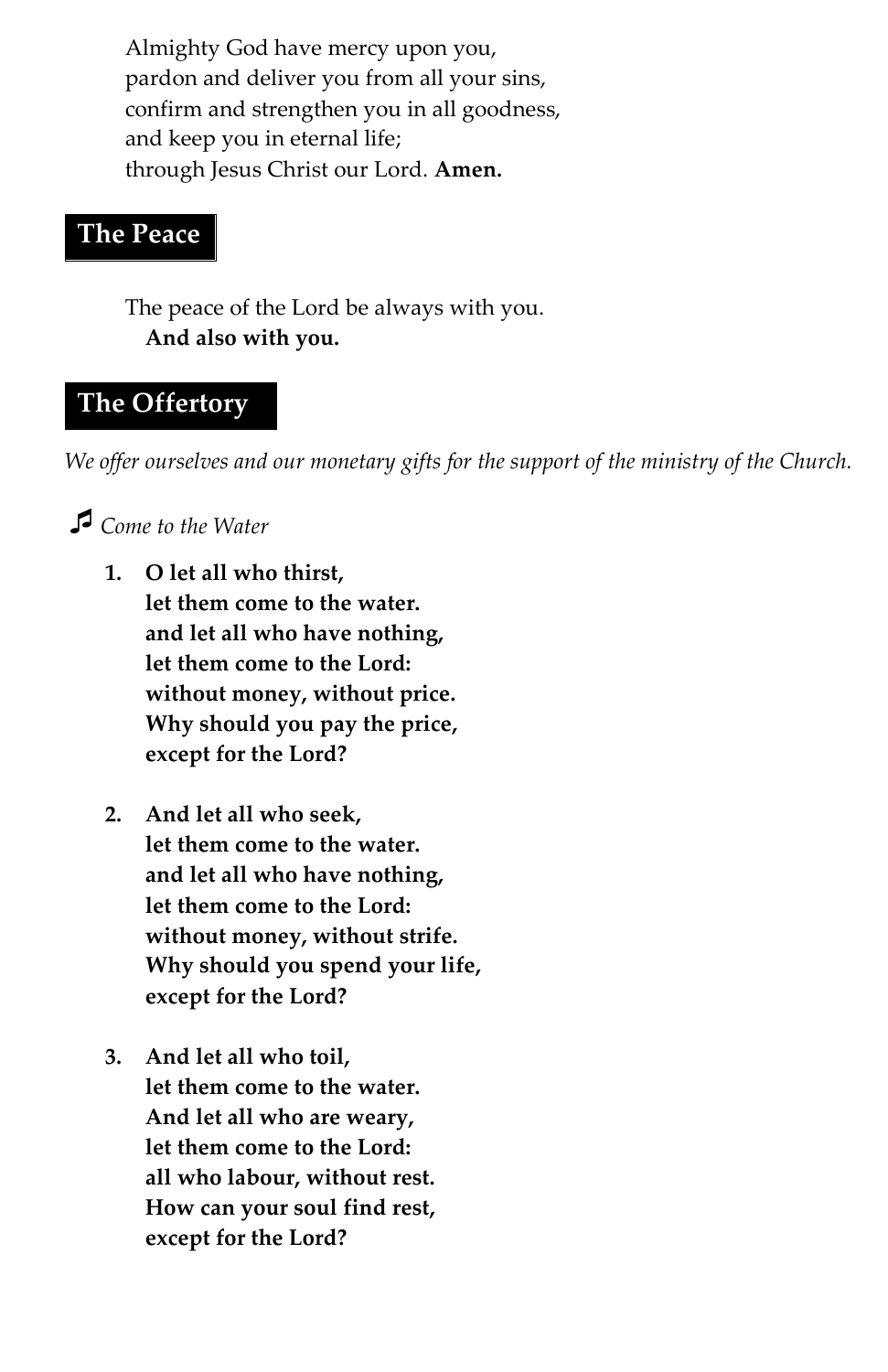Almighty God have mercy upon you,
pardon and deliver you from all your sins,
confirm and strengthen you in all goodness,
and keep you in eternal life;
through Jesus Christ our Lord. **Amen.**

## The Peace

The peace of the Lord be always with you.
**And also with you.**

## The Offertory

*We offer ourselves and our monetary gifts for the support of the ministry of the Church.*

♫ *Come to the Water*

1. **O let all who thirst,
let them come to the water.
and let all who have nothing,
let them come to the Lord:
without money, without price.
Why should you pay the price,
except for the Lord?**

2. **And let all who seek,
let them come to the water.
and let all who have nothing,
let them come to the Lord:
without money, without strife.
Why should you spend your life,
except for the Lord?**

3. **And let all who toil,
let them come to the water.
And let all who are weary,
let them come to the Lord:
all who labour, without rest.
How can your soul find rest,
except for the Lord?**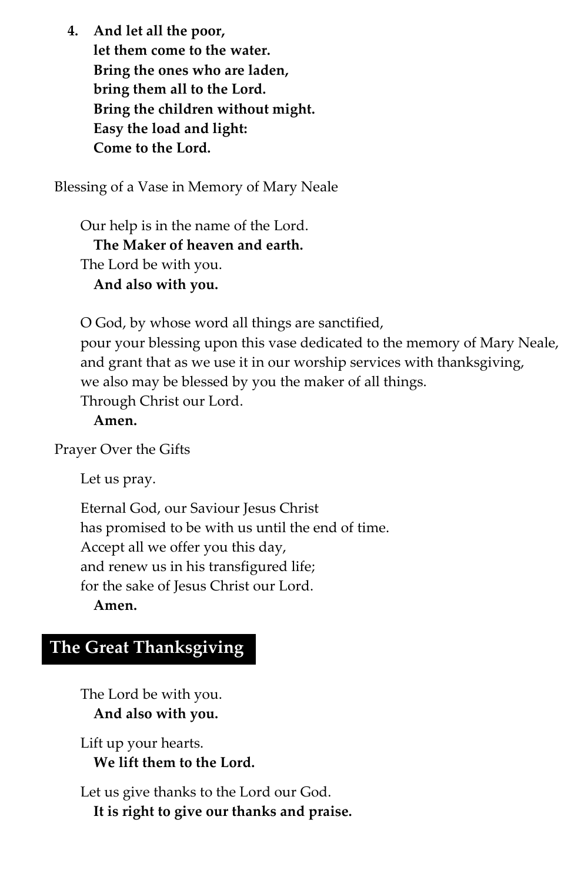4. **And let all the poor,**
   **let them come to the water.**
   **Bring the ones who are laden,**
   **bring them all to the Lord.**
   **Bring the children without might.**
   **Easy the load and light:**
   **Come to the Lord.**

Blessing of a Vase in Memory of Mary Neale

Our help is in the name of the Lord.
**The Maker of heaven and earth.**
The Lord be with you.
**And also with you.**

O God, by whose word all things are sanctified,
pour your blessing upon this vase dedicated to the memory of Mary Neale,
and grant that as we use it in our worship services with thanksgiving,
we also may be blessed by you the maker of all things.
Through Christ our Lord.
**Amen.**

Prayer Over the Gifts

Let us pray.

Eternal God, our Saviour Jesus Christ
has promised to be with us until the end of time.
Accept all we offer you this day,
and renew us in his transfigured life;
for the sake of Jesus Christ our Lord.
**Amen.**

## The Great Thanksgiving

The Lord be with you.
**And also with you.**

Lift up your hearts.
**We lift them to the Lord.**

Let us give thanks to the Lord our God.
**It is right to give our thanks and praise.**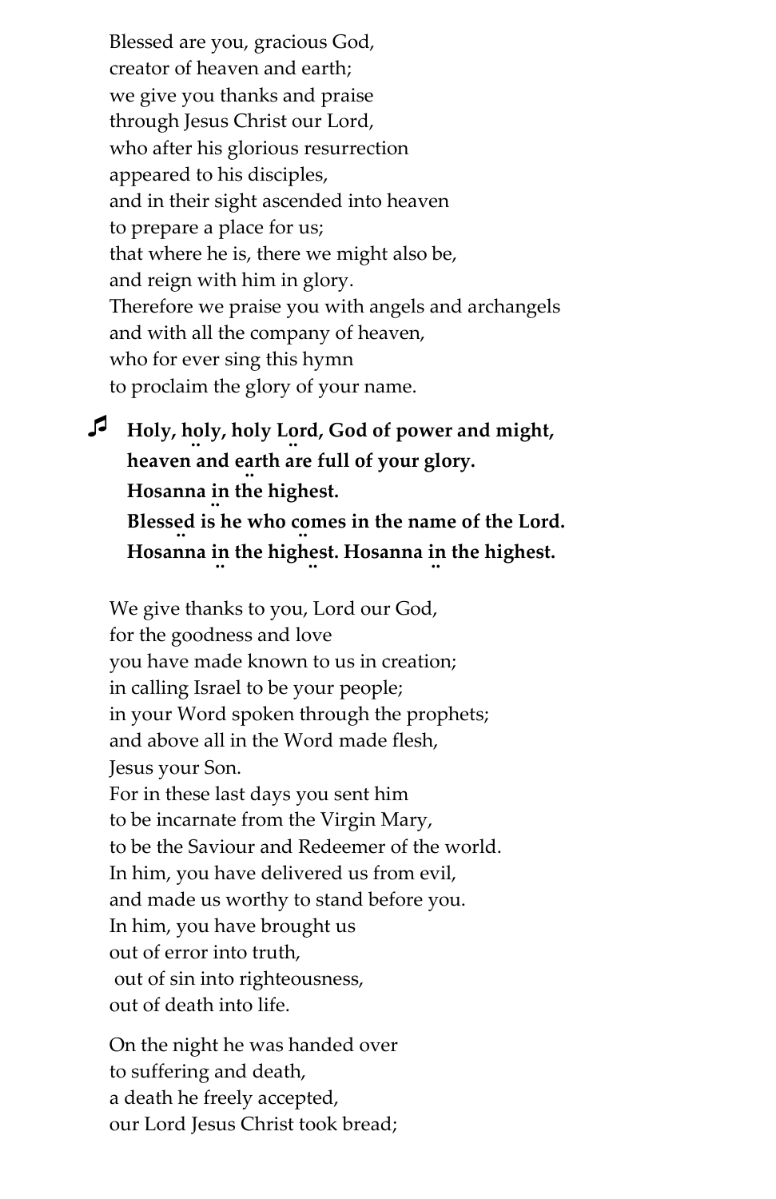Blessed are you, gracious God,
creator of heaven and earth;
we give you thanks and praise
through Jesus Christ our Lord,
who after his glorious resurrection
appeared to his disciples,
and in their sight ascended into heaven
to prepare a place for us;
that where he is, there we might also be,
and reign with him in glory.
Therefore we praise you with angels and archangels
and with all the company of heaven,
who for ever sing this hymn
to proclaim the glory of your name.

♬ **Holy, holy, holy Lord, God of power and might,**
**heaven and earth are full of your glory.**
**Hosanna in the highest.**
**Blessed is he who comes in the name of the Lord.**
**Hosanna in the highest. Hosanna in the highest.**

We give thanks to you, Lord our God,
for the goodness and love
you have made known to us in creation;
in calling Israel to be your people;
in your Word spoken through the prophets;
and above all in the Word made flesh,
Jesus your Son.
For in these last days you sent him
to be incarnate from the Virgin Mary,
to be the Saviour and Redeemer of the world.
In him, you have delivered us from evil,
and made us worthy to stand before you.
In him, you have brought us
out of error into truth,
out of sin into righteousness,
out of death into life.

On the night he was handed over
to suffering and death,
a death he freely accepted,
our Lord Jesus Christ took bread;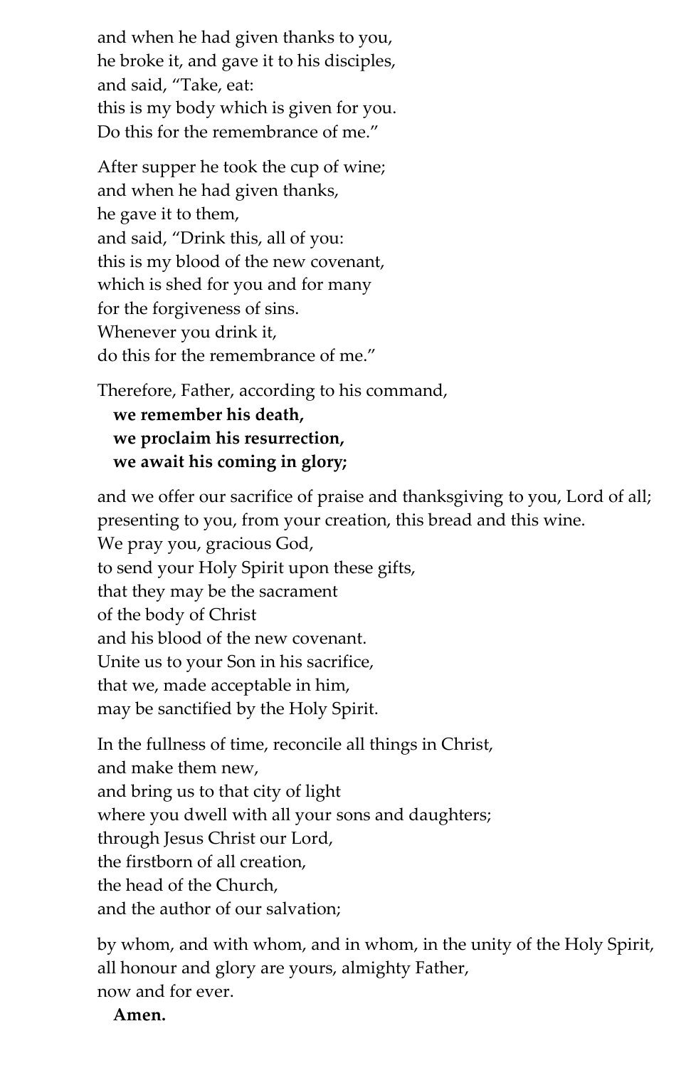and when he had given thanks to you,  
he broke it, and gave it to his disciples,  
and said, "Take, eat:  
this is my body which is given for you.  
Do this for the remembrance of me."

After supper he took the cup of wine;  
and when he had given thanks,  
he gave it to them,  
and said, "Drink this, all of you:  
this is my blood of the new covenant,  
which is shed for you and for many  
for the forgiveness of sins.  
Whenever you drink it,  
do this for the remembrance of me."

Therefore, Father, according to his command,  
**we remember his death,**  
**we proclaim his resurrection,**  
**we await his coming in glory;**

and we offer our sacrifice of praise and thanksgiving to you, Lord of all;  
presenting to you, from your creation, this bread and this wine.  
We pray you, gracious God,  
to send your Holy Spirit upon these gifts,  
that they may be the sacrament  
of the body of Christ  
and his blood of the new covenant.  
Unite us to your Son in his sacrifice,  
that we, made acceptable in him,  
may be sanctified by the Holy Spirit.

In the fullness of time, reconcile all things in Christ,  
and make them new,  
and bring us to that city of light  
where you dwell with all your sons and daughters;  
through Jesus Christ our Lord,  
the firstborn of all creation,  
the head of the Church,  
and the author of our salvation;

by whom, and with whom, and in whom, in the unity of the Holy Spirit,  
all honour and glory are yours, almighty Father,  
now and for ever.  
**Amen.**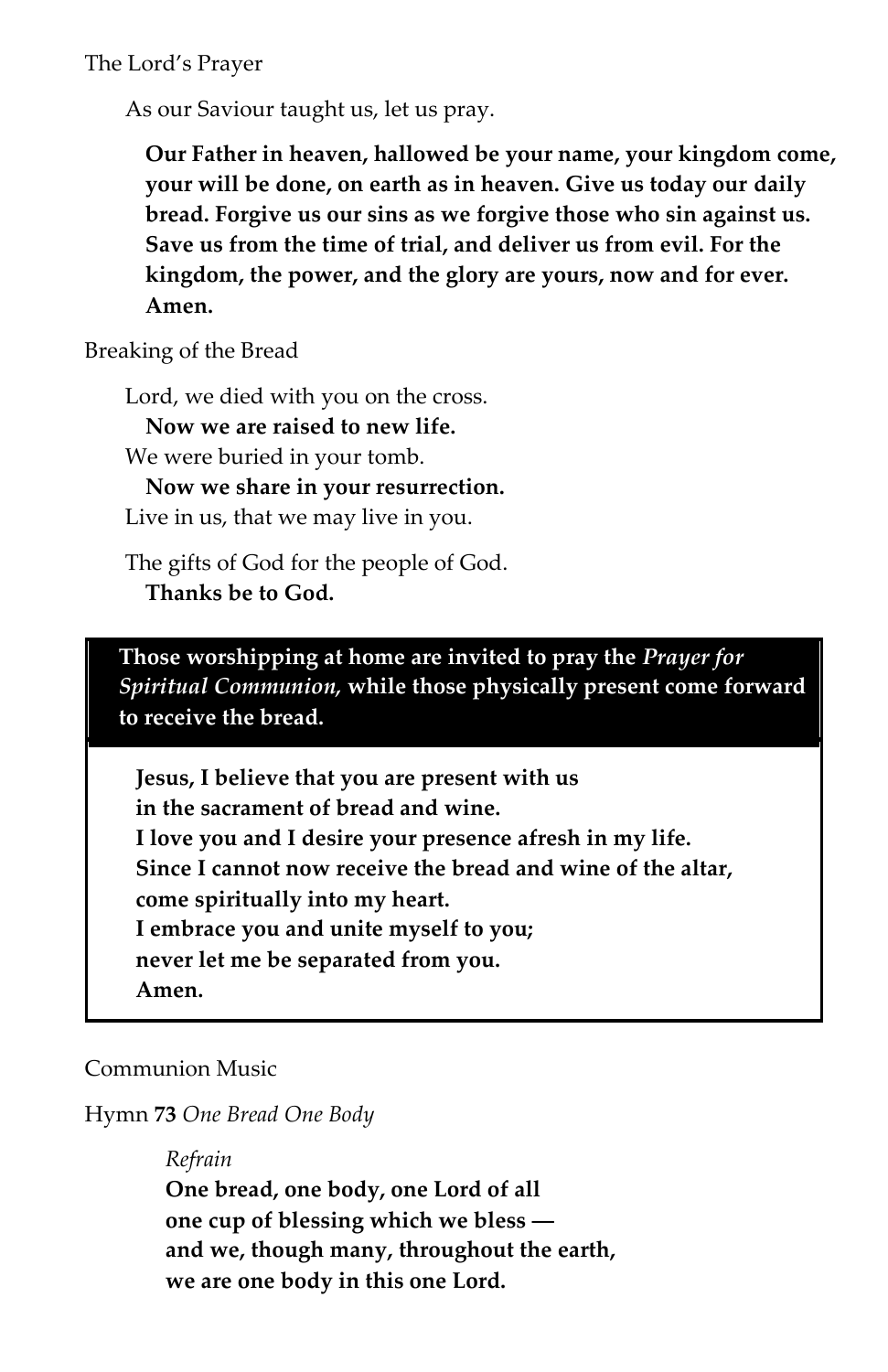The Lord's Prayer

As our Saviour taught us, let us pray.

**Our Father in heaven, hallowed be your name, your kingdom come, your will be done, on earth as in heaven. Give us today our daily bread. Forgive us our sins as we forgive those who sin against us. Save us from the time of trial, and deliver us from evil. For the kingdom, the power, and the glory are yours, now and for ever. Amen.**

Breaking of the Bread

Lord, we died with you on the cross.
**Now we are raised to new life.**
We were buried in your tomb.
**Now we share in your resurrection.**
Live in us, that we may live in you.

The gifts of God for the people of God.
**Thanks be to God.**

**Those worshipping at home are invited to pray the *Prayer for Spiritual Communion,* while those physically present come forward to receive the bread.**

**Jesus, I believe that you are present with us**
**in the sacrament of bread and wine.**
**I love you and I desire your presence afresh in my life.**
**Since I cannot now receive the bread and wine of the altar,**
**come spiritually into my heart.**
**I embrace you and unite myself to you;**
**never let me be separated from you.**
**Amen.**

Communion Music

Hymn **73** *One Bread One Body*

*Refrain*
**One bread, one body, one Lord of all**
**one cup of blessing which we bless —**
**and we, though many, throughout the earth,**
**we are one body in this one Lord.**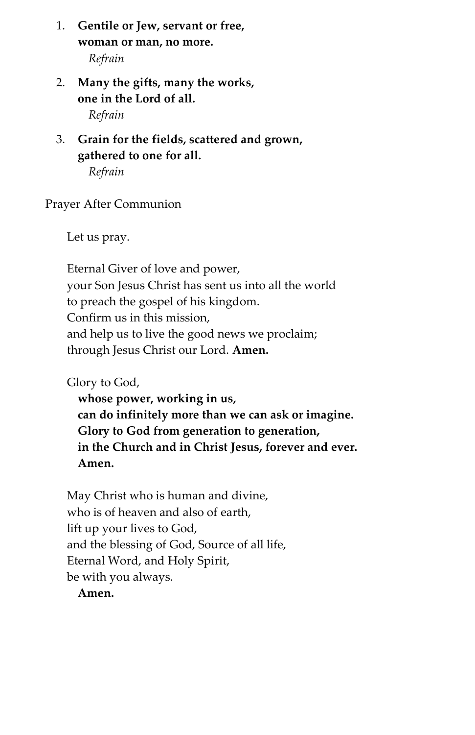1. **Gentile or Jew, servant or free,**
   **woman or man, no more.**
   *Refrain*

2. **Many the gifts, many the works,**
   **one in the Lord of all.**
   *Refrain*

3. **Grain for the fields, scattered and grown,**
   **gathered to one for all.**
   *Refrain*

Prayer After Communion

Let us pray.

Eternal Giver of love and power,
your Son Jesus Christ has sent us into all the world
to preach the gospel of his kingdom.
Confirm us in this mission,
and help us to live the good news we proclaim;
through Jesus Christ our Lord. **Amen.**

Glory to God,
**whose power, working in us,**
**can do infinitely more than we can ask or imagine.**
**Glory to God from generation to generation,**
**in the Church and in Christ Jesus, forever and ever.**
**Amen.**

May Christ who is human and divine,
who is of heaven and also of earth,
lift up your lives to God,
and the blessing of God, Source of all life,
Eternal Word, and Holy Spirit,
be with you always.
**Amen.**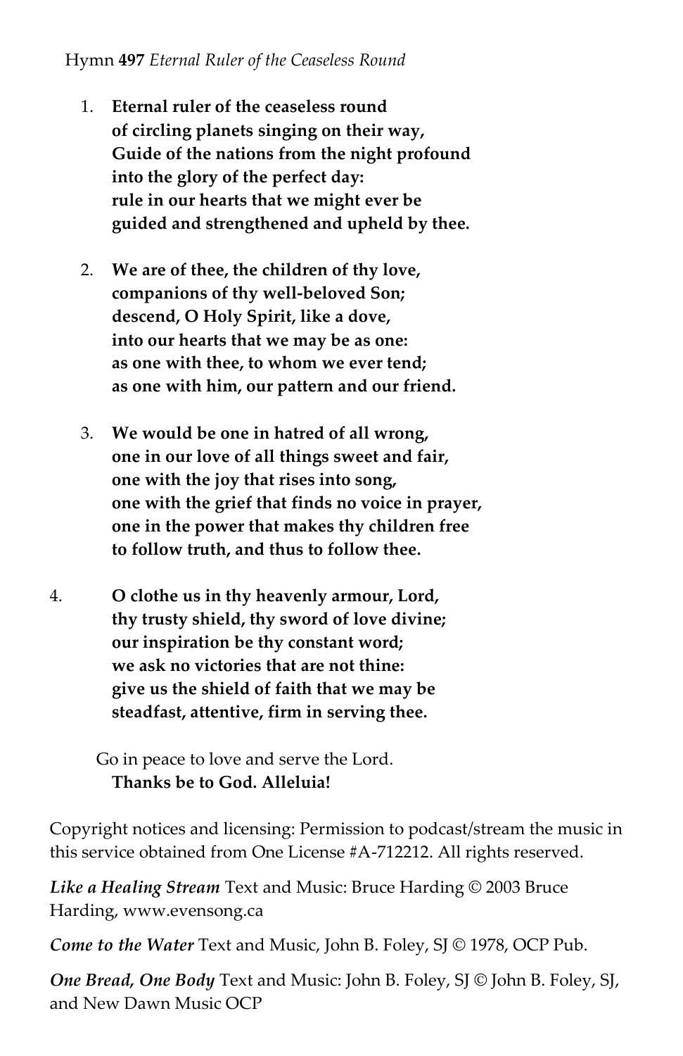Hymn **497** *Eternal Ruler of the Ceaseless Round*

1. **Eternal ruler of the ceaseless round**
   **of circling planets singing on their way,**
   **Guide of the nations from the night profound**
   **into the glory of the perfect day:**
   **rule in our hearts that we might ever be**
   **guided and strengthened and upheld by thee.**

2. **We are of thee, the children of thy love,**
   **companions of thy well-beloved Son;**
   **descend, O Holy Spirit, like a dove,**
   **into our hearts that we may be as one:**
   **as one with thee, to whom we ever tend;**
   **as one with him, our pattern and our friend.**

3. **We would be one in hatred of all wrong,**
   **one in our love of all things sweet and fair,**
   **one with the joy that rises into song,**
   **one with the grief that finds no voice in prayer,**
   **one in the power that makes thy children free**
   **to follow truth, and thus to follow thee.**

4. **O clothe us in thy heavenly armour, Lord,**
   **thy trusty shield, thy sword of love divine;**
   **our inspiration be thy constant word;**
   **we ask no victories that are not thine:**
   **give us the shield of faith that we may be**
   **steadfast, attentive, firm in serving thee.**

Go in peace to love and serve the Lord.
**Thanks be to God. Alleluia!**

Copyright notices and licensing: Permission to podcast/stream the music in this service obtained from One License #A-712212. All rights reserved.

***Like a Healing Stream*** Text and Music: Bruce Harding © 2003 Bruce Harding, www.evensong.ca

***Come to the Water*** Text and Music, John B. Foley, SJ © 1978, OCP Pub.

***One Bread, One Body*** Text and Music: John B. Foley, SJ © John B. Foley, SJ, and New Dawn Music OCP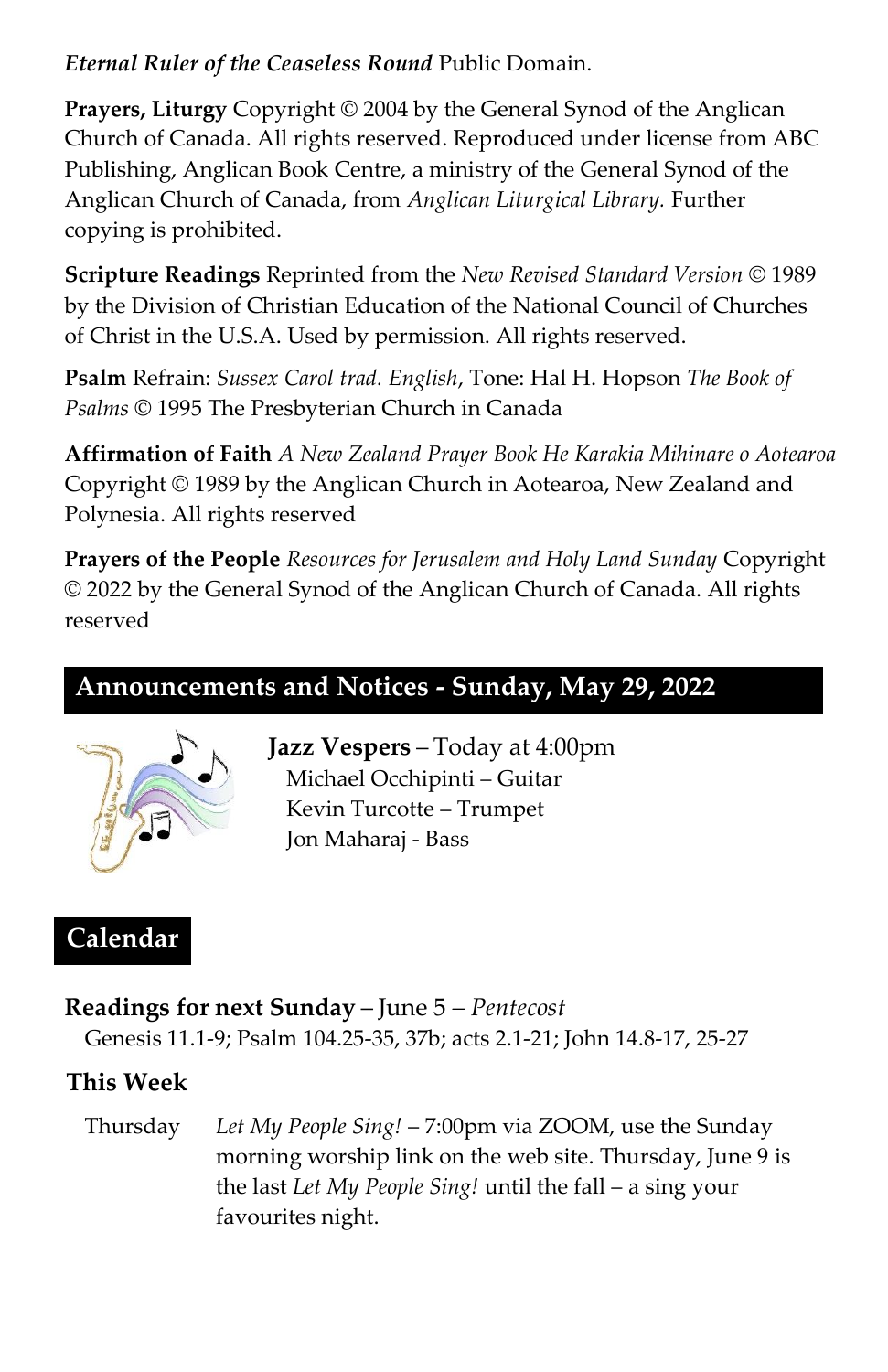***Eternal Ruler of the Ceaseless Round*** Public Domain.

**Prayers, Liturgy** Copyright © 2004 by the General Synod of the Anglican Church of Canada. All rights reserved. Reproduced under license from ABC Publishing, Anglican Book Centre, a ministry of the General Synod of the Anglican Church of Canada, from *Anglican Liturgical Library.* Further copying is prohibited.

**Scripture Readings** Reprinted from the *New Revised Standard Version* © 1989 by the Division of Christian Education of the National Council of Churches of Christ in the U.S.A. Used by permission. All rights reserved.

**Psalm** Refrain: *Sussex Carol trad. English*, Tone: Hal H. Hopson *The Book of Psalms* © 1995 The Presbyterian Church in Canada

**Affirmation of Faith** *A New Zealand Prayer Book He Karakia Mihinare o Aotearoa* Copyright © 1989 by the Anglican Church in Aotearoa, New Zealand and Polynesia. All rights reserved

**Prayers of the People** *Resources for Jerusalem and Holy Land Sunday* Copyright © 2022 by the General Synod of the Anglican Church of Canada. All rights reserved

## Announcements and Notices - Sunday, May 29, 2022

**Jazz Vespers** – Today at 4:00pm
Michael Occhipinti – Guitar
Kevin Turcotte – Trumpet
Jon Maharaj - Bass

## Calendar

**Readings for next Sunday** – June 5 – *Pentecost*
Genesis 11.1-9; Psalm 104.25-35, 37b; acts 2.1-21; John 14.8-17, 25-27

### This Week

Thursday *Let My People Sing!* – 7:00pm via ZOOM, use the Sunday morning worship link on the web site. Thursday, June 9 is the last *Let My People Sing!* until the fall – a sing your favourites night.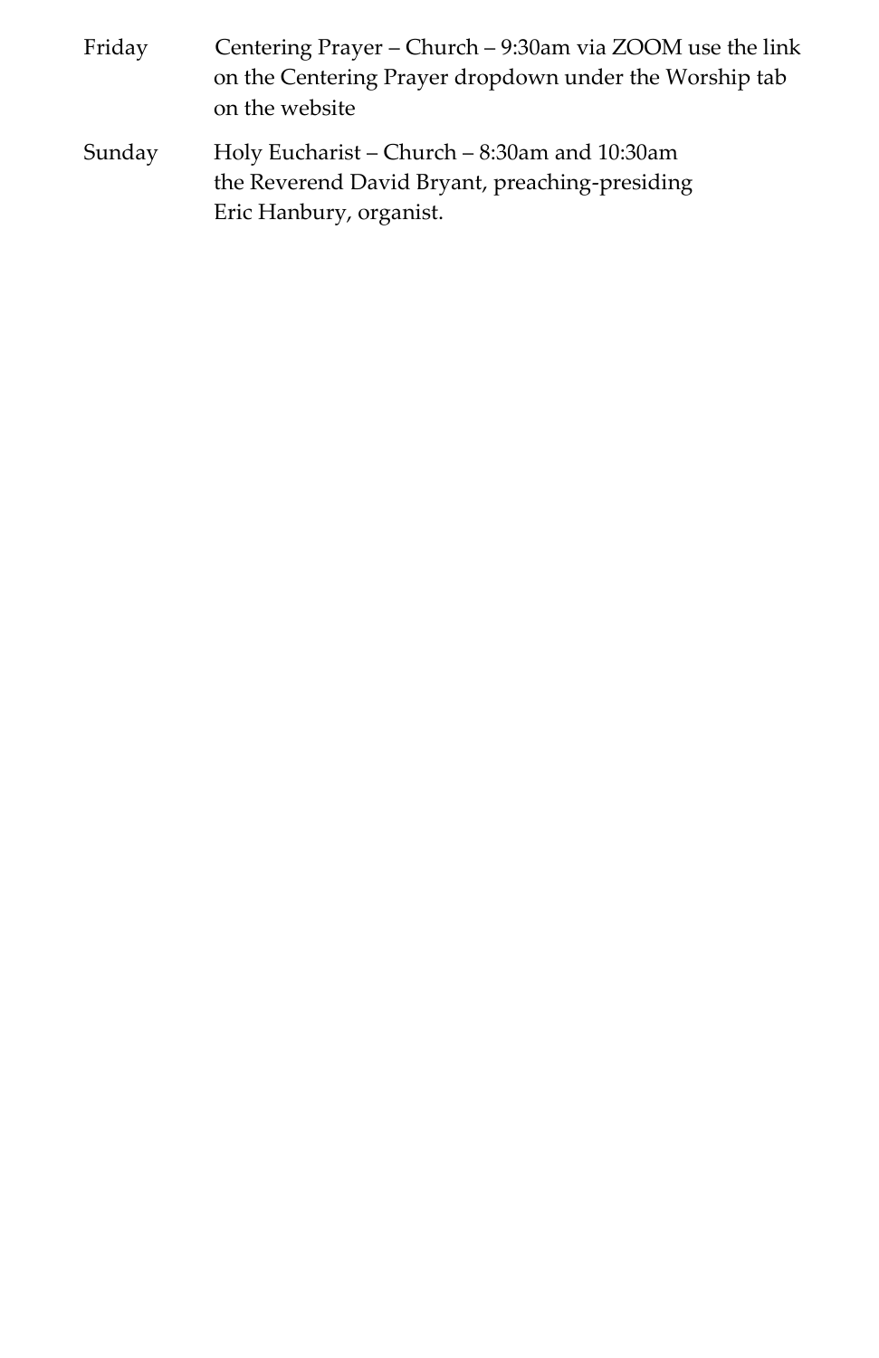| | |
|---|---|
| Friday | Centering Prayer – Church – 9:30am via ZOOM use the link on the Centering Prayer dropdown under the Worship tab on the website |
| Sunday | Holy Eucharist – Church – 8:30am and 10:30am<br>the Reverend David Bryant, preaching-presiding<br>Eric Hanbury, organist. |